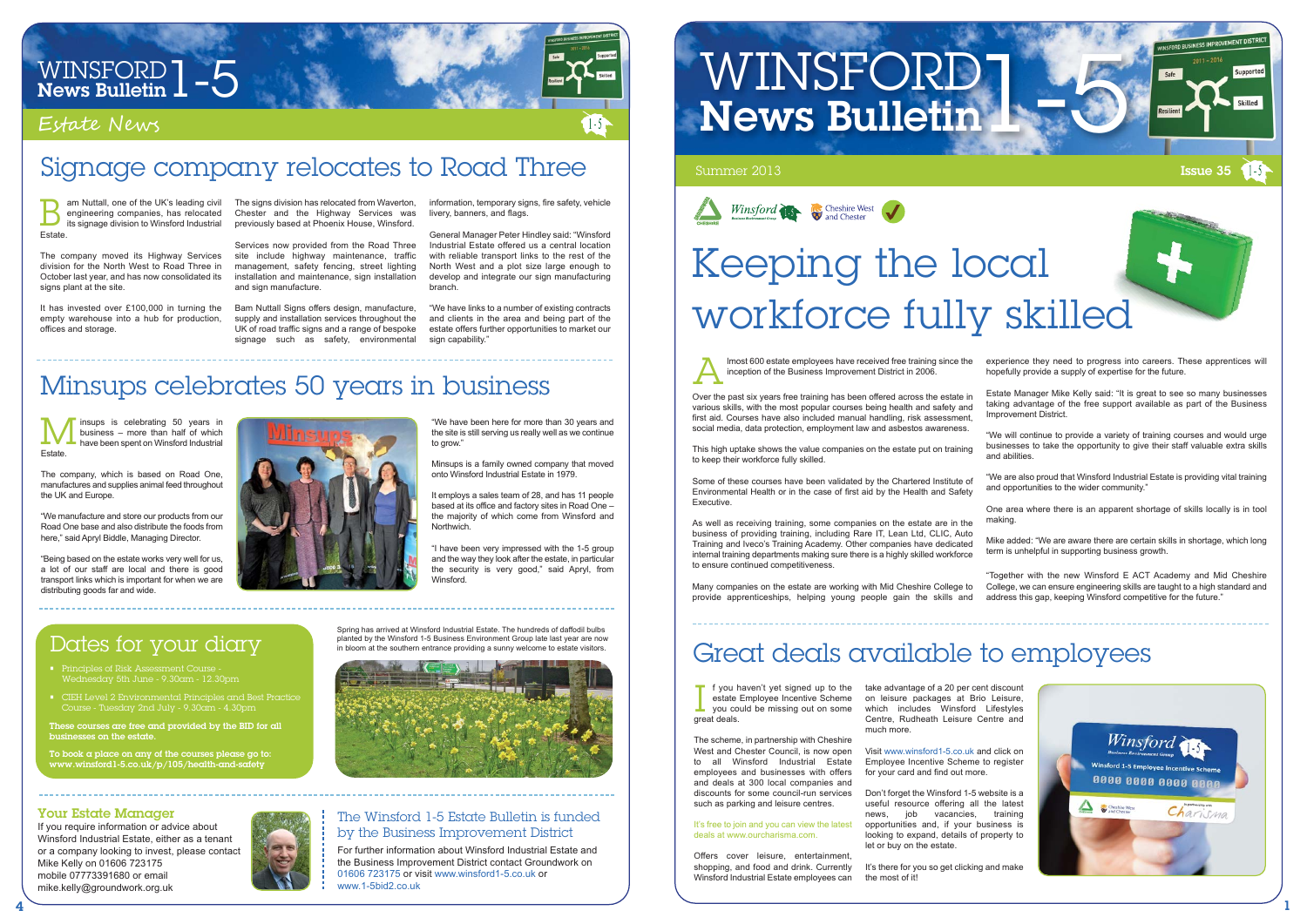# WINSFORD News Bulletin 1-5

## Estate News

## Signage company relocates to Road Three

Bam Nuttall, one of the UK's leading civil engineering companies, has relocated its signage division to Winsford Industrial Estate.

The company moved its Highway Services division for the North West to Road Three in October last year, and has now consolidated its signs plant at the site.

It has invested over £100,000 in turning the empty warehouse into a hub for production, offices and storage.

The signs division has relocated from Waverton, Chester and the Highway Services was previously based at Phoenix House, Winsford.

Services now provided from the Road Three site include highway maintenance, traffic management, safety fencing, street lighting installation and maintenance, sign installation and sign manufacture.

Bam Nuttall Signs offers design, manufacture, supply and installation services throughout the UK of road traffic signs and a range of bespoke signage such as safety, environmental information, temporary signs, fire safety, vehicle livery, banners, and flags.

General Manager Peter Hindley said: "Winsford Industrial Estate offered us a central location with reliable transport links to the rest of the North West and a plot size large enough to develop and integrate our sign manufacturing branch.

"We have links to a number of existing contracts and clients in the area and being part of the estate offers further opportunities to market our sign capability."

## Minsups celebrates 50 years in business

Minsups is celebrating 50 years in business – more than half of which have been spent on Winsford Industrial Estate.

The company, which is based on Road One, manufactures and supplies animal feed throughout the UK and Europe.

"We manufacture and store our products from our Road One base and also distribute the foods from here," said Apryl Biddle, Managing Director.

"Being based on the estate works very well for us, a lot of our staff are local and there is good transport links which is important for when we are distributing goods far and wide.

"We have been here for more than 30 years and the site is still serving us really well as we continue to grow."

Minsups is a family owned company that moved onto Winsford Industrial Estate in 1979.

It employs a sales team of 28, and has 11 people based at its office and factory sites in Road One – the majority of which come from Winsford and Northwich.

"I have been very impressed with the 1-5 group and the way they look after the estate, in particular the security is very good," said Apryl, from Winsford.

## Dates for your diary

- Principles of Risk Assessment Course - Wednesday 5th June - 9.30am - 12.30pm
- CIEH Level 2 Environmental Principles and Best Practice Course - Tuesday 2nd July - 9.30am - 4.30pm

**These courses are free and provided by the BID for all businesses on the estate.**

**To book a place on any of the courses please go to: www.winsford1-5.co.uk/p/105/health-and-safety**

Spring has arrived at Winsford Industrial Estate. The hundreds of daffodil bulbs planted by the Winsford 1-5 Business Environment Group late last year are now in bloom at the southern entrance providing a sunny welcome to estate visitors.

### Your Estate Manager

If you require information or advice about Winsford Industrial Estate, either as a tenant or a company looking to invest, please contact Mike Kelly on 01606 723175 mobile 07773391680 or email mike.kelly@groundwork.org.uk

### The Winsford 1-5 Estate Bulletin is funded by the Business Improvement District

For further information about Winsford Industrial Estate and the Business Improvement District contact Groundwork on 01606 723175 or visit www.winsford1-5.co.uk or www.1-5bid2.co.uk

# WINSFORD News Bulletin 1-5

Summer 2013 — Issue 35

## Keeping the local workforce fully skilled

Almost 600 estate employees have received free training since the inception of the Business Improvement District in 2006.

Over the past six years free training has been offered across the estate in various skills, with the most popular courses being health and safety and first aid. Courses have also included manual handling, risk assessment, social media, data protection, employment law and asbestos awareness.

This high uptake shows the value companies on the estate put on training to keep their workforce fully skilled.

Some of these courses have been validated by the Chartered Institute of Environmental Health or in the case of first aid by the Health and Safety Executive.

As well as receiving training, some companies on the estate are in the business of providing training, including Rare IT, Lean Ltd, CLIC, Auto Training and Iveco's Training Academy. Other companies have dedicated internal training departments making sure there is a highly skilled workforce to ensure continued competitiveness.

Many companies on the estate are working with Mid Cheshire College to provide apprenticeships, helping young people gain the skills and experience they need to progress into careers. These apprentices will hopefully provide a supply of expertise for the future.

Estate Manager Mike Kelly said: "It is great to see so many businesses taking advantage of the free support available as part of the Business Improvement District.

"We will continue to provide a variety of training courses and would urge businesses to take the opportunity to give their staff valuable extra skills and abilities.

"We are also proud that Winsford Industrial Estate is providing vital training and opportunities to the wider community."

One area where there is an apparent shortage of skills locally is in tool making.

Mike added: "We are aware there are certain skills in shortage, which long term is unhelpful in supporting business growth.

"Together with the new Winsford E ACT Academy and Mid Cheshire College, we can ensure engineering skills are taught to a high standard and address this gap, keeping Winsford competitive for the future."

## Great deals available to employees

If you haven't yet signed up to the estate Employee Incentive Scheme you could be missing out on some great deals.

The scheme, in partnership with Cheshire West and Chester Council, is now open to all Winsford Industrial Estate employees and businesses with offers and deals at 300 local companies and discounts for some council-run services such as parking and leisure centres.

It's free to join and you can view the latest deals at www.ourcharisma.com.

Offers cover leisure, entertainment, shopping, and food and drink. Currently Winsford Industrial Estate employees can take advantage of a 20 per cent discount on leisure packages at Brio Leisure, which includes Winsford Lifestyles Centre, Rudheath Leisure Centre and much more.

Visit www.winsford1-5.co.uk and click on Employee Incentive Scheme to register for your card and find out more.

Don't forget the Winsford 1-5 website is a useful resource offering all the latest news, job vacancies, training opportunities and, if your business is looking to expand, details of property to let or buy on the estate.

It's there for you so get clicking and make the most of it!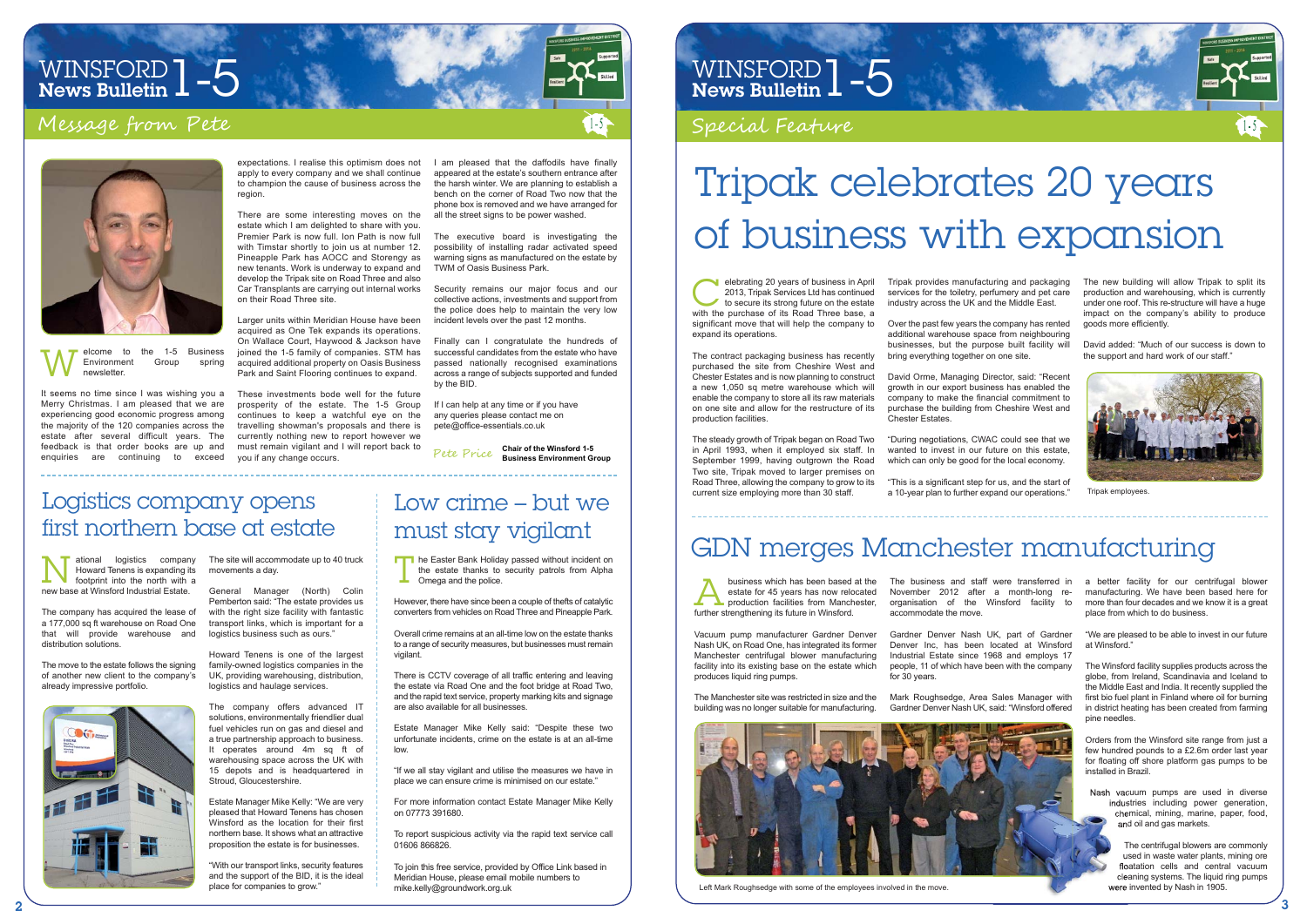# WINSFORD News Bulletin 1-5

## Message from Pete

**W**elcome to the 1-5 Business Environment Group spring newsletter.

It seems no time since I was wishing you a Merry Christmas. I am pleased that we are experiencing good economic progress among the majority of the 120 companies across the estate after several difficult years. The feedback is that order books are up and enquiries are continuing to exceed expectations. I realise this optimism does not apply to every company and we shall continue to champion the cause of business across the region.

There are some interesting moves on the estate which I am delighted to share with you. Premier Park is now full. Ion Path is now full with Timstar shortly to join us at number 12. Pineapple Park has AOCC and Storengy as new tenants. Work is underway to expand and develop the Tripak site on Road Three and also Car Transplants are carrying out internal works on their Road Three site.

Larger units within Meridian House have been acquired as One Tek expands its operations. On Wallace Court, Haywood & Jackson have joined the 1-5 family of companies. STM has acquired adjacent property on Oasis Business Park and Saint Flooring continues to expand.

These investments bode well for the future prosperity of the estate. The 1-5 Group continues to keep a watchful eye on the travelling showman's proposals and there is currently nothing new to report however we must remain vigilant and I will report back to you if any change occurs.

I am pleased that the daffodils have finally appeared at the estate's southern entrance after the harsh winter. We are planning to establish a bench on the corner of Road Two now that the phone box is removed and we have arranged for all the street signs to be power washed.

The executive board is investigating the possibility of installing radar activated speed warning signs as manufactured on the estate by TWM of Oasis Business Park.

Security remains our major focus and our collective actions, investments and support from the police does help to maintain the very low incident levels over the past 12 months.

Finally can I congratulate the hundreds of successful candidates from the estate who have passed nationally recognised examinations across a range of subjects supported and funded by the BID.

If I can help at any time or if you have any queries please contact me on pete@office-essentials.co.uk

*Pete Price* **Chair of the Winsford 1-5 Business Environment Group**

## Logistics company opens first northern base at estate

**N**ational logistics company Howard Tenens is expanding its footprint into the north with a new base at Winsford Industrial Estate.

The company has acquired the lease of a 177,000 sq ft warehouse on Road One that will provide warehouse and distribution solutions.

The move to the estate follows the signing of another new client to the company's already impressive portfolio.

The site will accommodate up to 40 truck movements a day.

General Manager (North) Colin Pemberton said: "The estate provides us with the right size facility with fantastic transport links, which is important for a logistics business such as ours."

Howard Tenens is one of the largest family-owned logistics companies in the UK, providing warehousing, distribution, logistics and haulage services.

The company offers advanced IT solutions, environmentally friendlier dual fuel vehicles run on gas and diesel and a true partnership approach to business. It operates around 4m sq ft of warehousing space across the UK with 15 depots and is headquartered in Stroud, Gloucestershire.

Estate Manager Mike Kelly: "We are very pleased that Howard Tenens has chosen Winsford as the location for their first northern base. It shows what an attractive proposition the estate is for businesses.

"With our transport links, security features and the support of the BID, it is the ideal place for companies to grow."

## Low crime – but we must stay vigilant

**T**he Easter Bank Holiday passed without incident on the estate thanks to security patrols from Alpha Omega and the police.

However, there have since been a couple of thefts of catalytic converters from vehicles on Road Three and Pineapple Park.

Overall crime remains at an all-time low on the estate thanks to a range of security measures, but businesses must remain vigilant.

There is CCTV coverage of all traffic entering and leaving the estate via Road One and the foot bridge at Road Two, and the rapid text service, property marking kits and signage are also available for all businesses.

Estate Manager Mike Kelly said: "Despite these two unfortunate incidents, crime on the estate is at an all-time low.

"If we all stay vigilant and utilise the measures we have in place we can ensure crime is minimised on our estate."

For more information contact Estate Manager Mike Kelly on 07773 391680.

To report suspicious activity via the rapid text service call 01606 866826.

To join this free service, provided by Office Link based in Meridian House, please email mobile numbers to mike.kelly@groundwork.org.uk

# WINSFORD News Bulletin 1-5

## Special Feature

# Tripak celebrates 20 years of business with expansion

**C**elebrating 20 years of business in April 2013, Tripak Services Ltd has continued to secure its strong future on the estate with the purchase of its Road Three base, a significant move that will help the company to expand its operations.

The contract packaging business has recently purchased the site from Cheshire West and Chester Estates and is now planning to construct a new 1,050 sq metre warehouse which will enable the company to store all its raw materials on one site and allow for the restructure of its production facilities.

The steady growth of Tripak began on Road Two in April 1993, when it employed six staff. In September 1999, having outgrown the Road Two site, Tripak moved to larger premises on Road Three, allowing the company to grow to its current size employing more than 30 staff.

Tripak provides manufacturing and packaging services for the toiletry, perfumery and pet care industry across the UK and the Middle East.

Over the past few years the company has rented additional warehouse space from neighbouring businesses, but the purpose built facility will bring everything together on one site.

David Orme, Managing Director, said: "Recent growth in our export business has enabled the company to make the financial commitment to purchase the building from Cheshire West and Chester Estates.

"During negotiations, CWAC could see that we wanted to invest in our future on this estate, which can only be good for the local economy.

"This is a significant step for us, and the start of a 10-year plan to further expand our operations."

The new building will allow Tripak to split its production and warehousing, which is currently under one roof. This re-structure will have a huge impact on the company's ability to produce goods more efficiently.

David added: "Much of our success is down to the support and hard work of our staff."

Tripak employees.

## GDN merges Manchester manufacturing

**A** business which has been based at the estate for 45 years has now relocated production facilities from Manchester, further strengthening its future in Winsford.

Vacuum pump manufacturer Gardner Denver Nash UK, on Road One, has integrated its former Manchester centrifugal blower manufacturing facility into its existing base on the estate which produces liquid ring pumps.

The Manchester site was restricted in size and the building was no longer suitable for manufacturing.

The business and staff were transferred in November 2012 after a month-long re-organisation of the Winsford facility to accommodate the move.

Gardner Denver Nash UK, part of Gardner Denver Inc, has been located at Winsford Industrial Estate since 1968 and employs 17 people, 11 of which have been with the company for 30 years.

Mark Roughsedge, Area Sales Manager with Gardner Denver Nash UK, said: "Winsford offered a better facility for our centrifugal blower manufacturing. We have been based here for more than four decades and we know it is a great place from which to do business.

"We are pleased to be able to invest in our future at Winsford."

The Winsford facility supplies products across the globe, from Ireland, Scandinavia and Iceland to the Middle East and India. It recently supplied the first bio fuel plant in Finland where oil for burning in district heating has been created from farming pine needles.

Orders from the Winsford site range from just a few hundred pounds to a £2.6m order last year for floating off shore platform gas pumps to be installed in Brazil.

Nash vacuum pumps are used in diverse industries including power generation, chemical, mining, marine, paper, food, and oil and gas markets.

The centrifugal blowers are commonly used in waste water plants, mining ore floatation cells and central vacuum cleaning systems. The liquid ring pumps were invented by Nash in 1905.

Left Mark Roughsedge with some of the employees involved in the move.